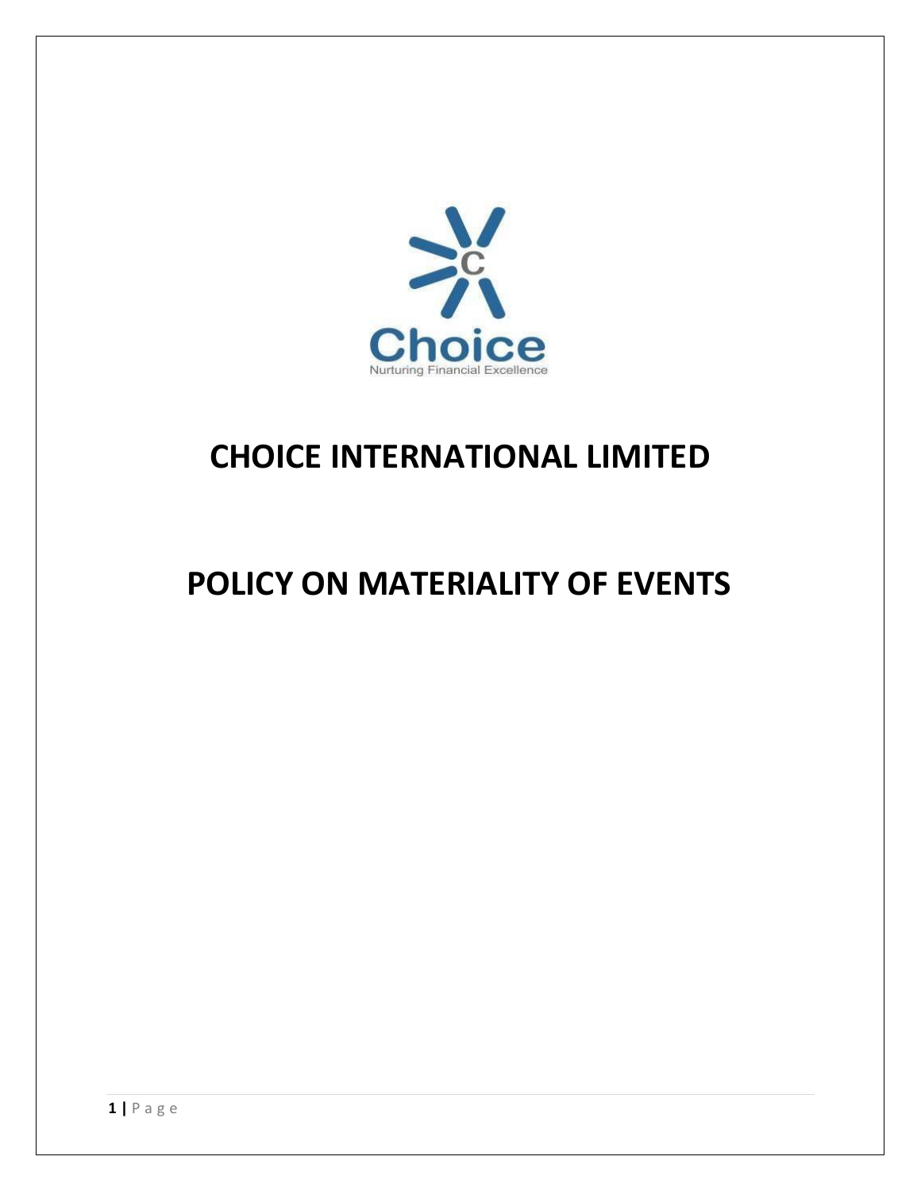Choice

Nurturing Financial Excellence

# CHOICE INTERNATIONAL LIMITED

# POLICY ON MATERIALITY OF EVENTS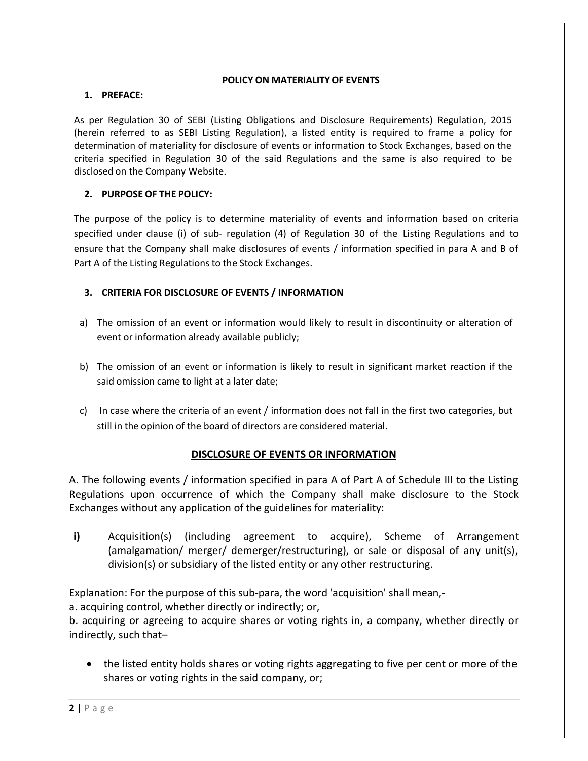# POLICY ON MATERIALITY OF EVENTS

## 1. PREFACE:

As per Regulation 30 of SEBI (Listing Obligations and Disclosure Requirements) Regulation, 2015 (herein referred to as SEBI Listing Regulation), a listed entity is required to frame a policy for determination of materiality for disclosure of events or information to Stock Exchanges, based on the criteria specified in Regulation 30 of the said Regulations and the same is also required to be disclosed on the Company Website.

## 2. PURPOSE OF THE POLICY:

The purpose of the policy is to determine materiality of events and information based on criteria specified under clause (i) of sub- regulation (4) of Regulation 30 of the Listing Regulations and to ensure that the Company shall make disclosures of events / information specified in para A and B of Part A of the Listing Regulations to the Stock Exchanges.

## 3. CRITERIA FOR DISCLOSURE OF EVENTS / INFORMATION

a) The omission of an event or information would likely to result in discontinuity or alteration of event or information already available publicly;

b) The omission of an event or information is likely to result in significant market reaction if the said omission came to light at a later date;

c) In case where the criteria of an event / information does not fall in the first two categories, but still in the opinion of the board of directors are considered material.

## DISCLOSURE OF EVENTS OR INFORMATION

A. The following events / information specified in para A of Part A of Schedule III to the Listing Regulations upon occurrence of which the Company shall make disclosure to the Stock Exchanges without any application of the guidelines for materiality:

**i)** Acquisition(s) (including agreement to acquire), Scheme of Arrangement (amalgamation/ merger/ demerger/restructuring), or sale or disposal of any unit(s), division(s) or subsidiary of the listed entity or any other restructuring.

Explanation: For the purpose of this sub-para, the word 'acquisition' shall mean,-

a. acquiring control, whether directly or indirectly; or,

b. acquiring or agreeing to acquire shares or voting rights in, a company, whether directly or indirectly, such that–

- the listed entity holds shares or voting rights aggregating to five per cent or more of the shares or voting rights in the said company, or;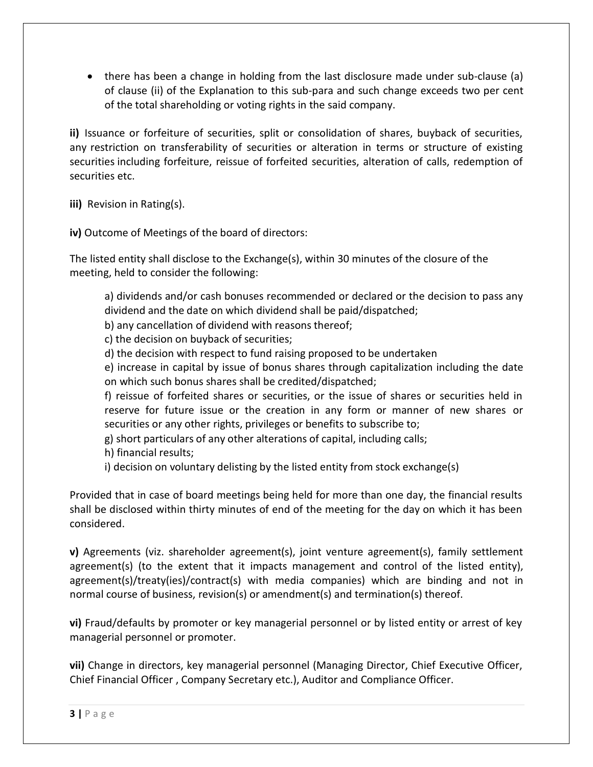- there has been a change in holding from the last disclosure made under sub-clause (a) of clause (ii) of the Explanation to this sub-para and such change exceeds two per cent of the total shareholding or voting rights in the said company.

**ii)** Issuance or forfeiture of securities, split or consolidation of shares, buyback of securities, any restriction on transferability of securities or alteration in terms or structure of existing securities including forfeiture, reissue of forfeited securities, alteration of calls, redemption of securities etc.

**iii)** Revision in Rating(s).

**iv)** Outcome of Meetings of the board of directors:

The listed entity shall disclose to the Exchange(s), within 30 minutes of the closure of the meeting, held to consider the following:

a) dividends and/or cash bonuses recommended or declared or the decision to pass any dividend and the date on which dividend shall be paid/dispatched;
b) any cancellation of dividend with reasons thereof;
c) the decision on buyback of securities;
d) the decision with respect to fund raising proposed to be undertaken
e) increase in capital by issue of bonus shares through capitalization including the date on which such bonus shares shall be credited/dispatched;
f) reissue of forfeited shares or securities, or the issue of shares or securities held in reserve for future issue or the creation in any form or manner of new shares or securities or any other rights, privileges or benefits to subscribe to;
g) short particulars of any other alterations of capital, including calls;
h) financial results;
i) decision on voluntary delisting by the listed entity from stock exchange(s)

Provided that in case of board meetings being held for more than one day, the financial results shall be disclosed within thirty minutes of end of the meeting for the day on which it has been considered.

**v)** Agreements (viz. shareholder agreement(s), joint venture agreement(s), family settlement agreement(s) (to the extent that it impacts management and control of the listed entity), agreement(s)/treaty(ies)/contract(s) with media companies) which are binding and not in normal course of business, revision(s) or amendment(s) and termination(s) thereof.

**vi)** Fraud/defaults by promoter or key managerial personnel or by listed entity or arrest of key managerial personnel or promoter.

**vii)** Change in directors, key managerial personnel (Managing Director, Chief Executive Officer, Chief Financial Officer , Company Secretary etc.), Auditor and Compliance Officer.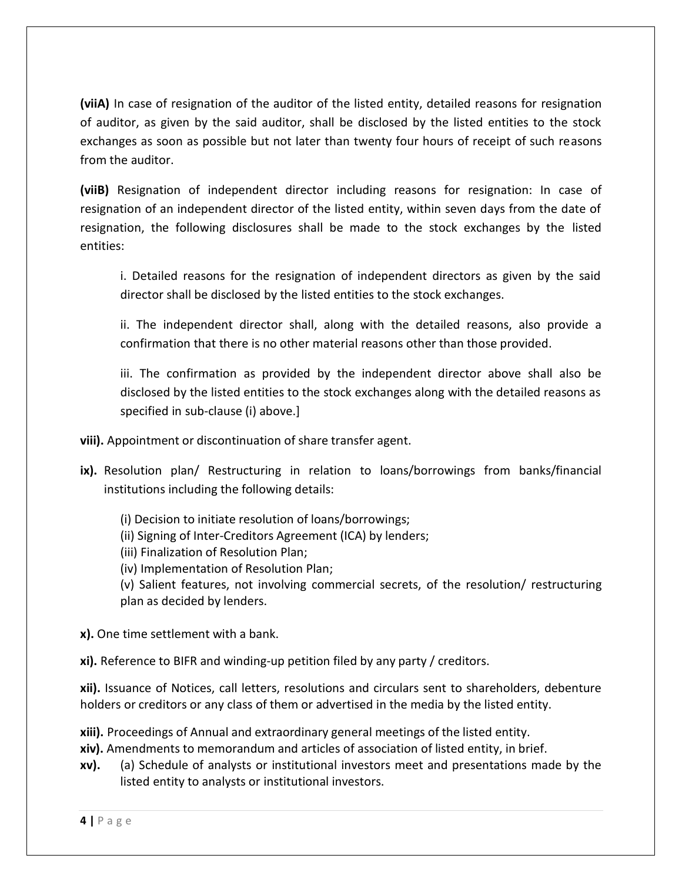**(viiA)** In case of resignation of the auditor of the listed entity, detailed reasons for resignation of auditor, as given by the said auditor, shall be disclosed by the listed entities to the stock exchanges as soon as possible but not later than twenty four hours of receipt of such reasons from the auditor.

**(viiB)** Resignation of independent director including reasons for resignation: In case of resignation of an independent director of the listed entity, within seven days from the date of resignation, the following disclosures shall be made to the stock exchanges by the listed entities:

> i. Detailed reasons for the resignation of independent directors as given by the said director shall be disclosed by the listed entities to the stock exchanges.
>
> ii. The independent director shall, along with the detailed reasons, also provide a confirmation that there is no other material reasons other than those provided.
>
> iii. The confirmation as provided by the independent director above shall also be disclosed by the listed entities to the stock exchanges along with the detailed reasons as specified in sub-clause (i) above.]

**viii).** Appointment or discontinuation of share transfer agent.

**ix).** Resolution plan/ Restructuring in relation to loans/borrowings from banks/financial institutions including the following details:

> (i) Decision to initiate resolution of loans/borrowings;
> (ii) Signing of Inter-Creditors Agreement (ICA) by lenders;
> (iii) Finalization of Resolution Plan;
> (iv) Implementation of Resolution Plan;
> (v) Salient features, not involving commercial secrets, of the resolution/ restructuring plan as decided by lenders.

**x).** One time settlement with a bank.

**xi).** Reference to BIFR and winding-up petition filed by any party / creditors.

**xii).** Issuance of Notices, call letters, resolutions and circulars sent to shareholders, debenture holders or creditors or any class of them or advertised in the media by the listed entity.

**xiii).** Proceedings of Annual and extraordinary general meetings of the listed entity.

**xiv).** Amendments to memorandum and articles of association of listed entity, in brief.

**xv).** (a) Schedule of analysts or institutional investors meet and presentations made by the listed entity to analysts or institutional investors.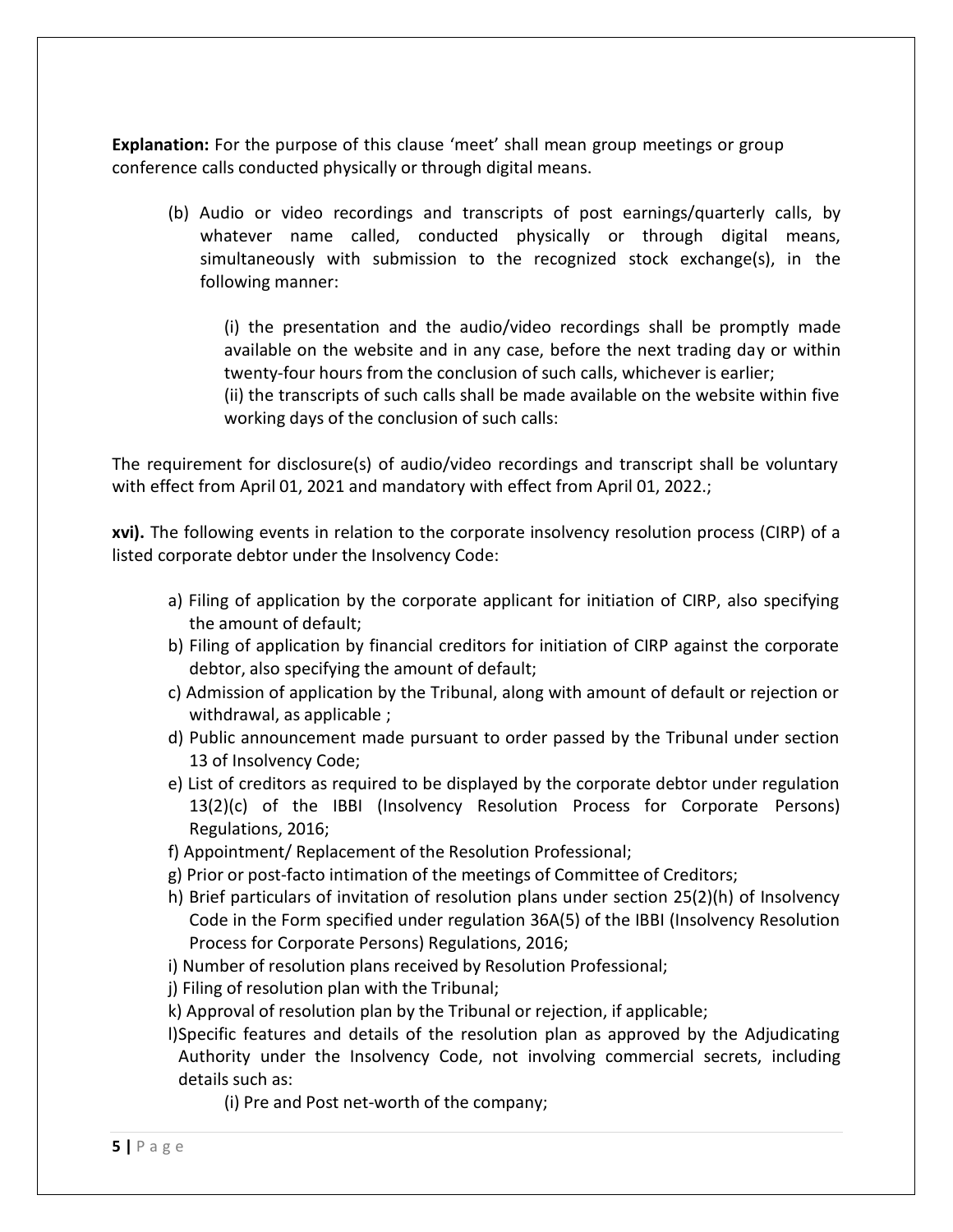**Explanation:** For the purpose of this clause 'meet' shall mean group meetings or group conference calls conducted physically or through digital means.

(b) Audio or video recordings and transcripts of post earnings/quarterly calls, by whatever name called, conducted physically or through digital means, simultaneously with submission to the recognized stock exchange(s), in the following manner:

(i) the presentation and the audio/video recordings shall be promptly made available on the website and in any case, before the next trading day or within twenty-four hours from the conclusion of such calls, whichever is earlier;
(ii) the transcripts of such calls shall be made available on the website within five working days of the conclusion of such calls:

The requirement for disclosure(s) of audio/video recordings and transcript shall be voluntary with effect from April 01, 2021 and mandatory with effect from April 01, 2022.;

**xvi).** The following events in relation to the corporate insolvency resolution process (CIRP) of a listed corporate debtor under the Insolvency Code:

a) Filing of application by the corporate applicant for initiation of CIRP, also specifying the amount of default;
b) Filing of application by financial creditors for initiation of CIRP against the corporate debtor, also specifying the amount of default;
c) Admission of application by the Tribunal, along with amount of default or rejection or withdrawal, as applicable ;
d) Public announcement made pursuant to order passed by the Tribunal under section 13 of Insolvency Code;
e) List of creditors as required to be displayed by the corporate debtor under regulation 13(2)(c) of the IBBI (Insolvency Resolution Process for Corporate Persons) Regulations, 2016;
f) Appointment/ Replacement of the Resolution Professional;
g) Prior or post-facto intimation of the meetings of Committee of Creditors;
h) Brief particulars of invitation of resolution plans under section 25(2)(h) of Insolvency Code in the Form specified under regulation 36A(5) of the IBBI (Insolvency Resolution Process for Corporate Persons) Regulations, 2016;
i) Number of resolution plans received by Resolution Professional;
j) Filing of resolution plan with the Tribunal;
k) Approval of resolution plan by the Tribunal or rejection, if applicable;
l)Specific features and details of the resolution plan as approved by the Adjudicating Authority under the Insolvency Code, not involving commercial secrets, including details such as:

(i) Pre and Post net-worth of the company;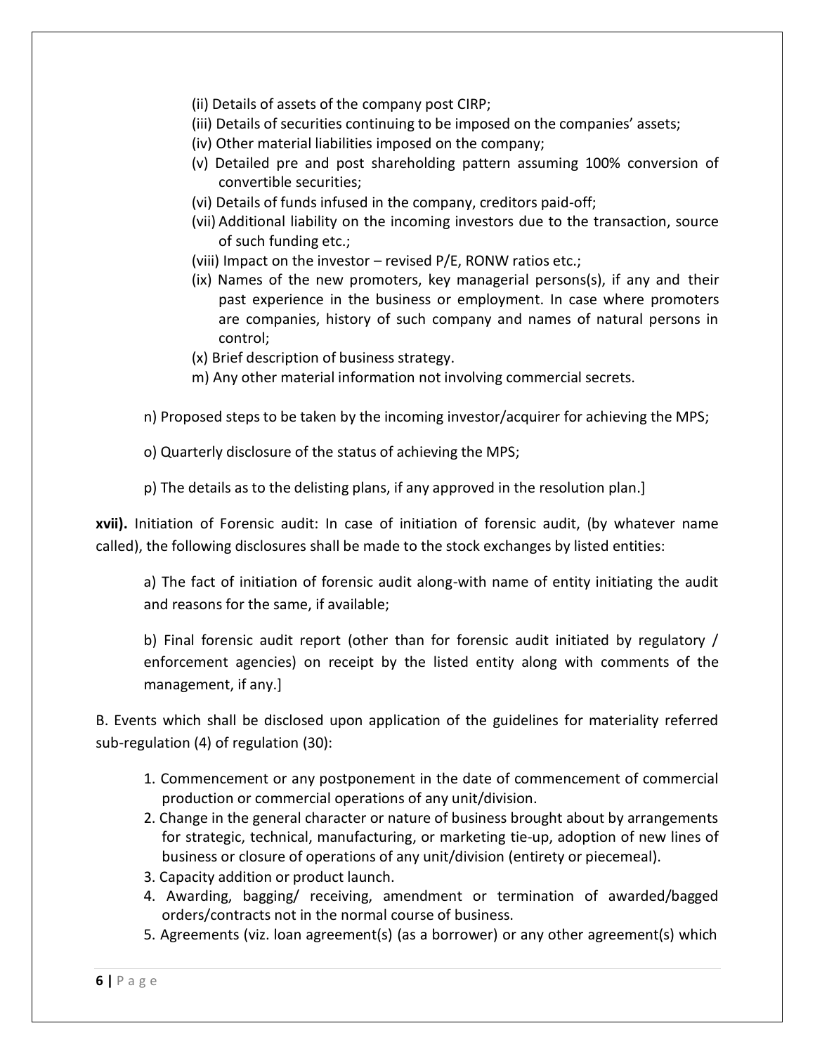(ii) Details of assets of the company post CIRP;

(iii) Details of securities continuing to be imposed on the companies' assets;

(iv) Other material liabilities imposed on the company;

(v) Detailed pre and post shareholding pattern assuming 100% conversion of convertible securities;

(vi) Details of funds infused in the company, creditors paid-off;

(vii) Additional liability on the incoming investors due to the transaction, source of such funding etc.;

(viii) Impact on the investor – revised P/E, RONW ratios etc.;

(ix) Names of the new promoters, key managerial persons(s), if any and their past experience in the business or employment. In case where promoters are companies, history of such company and names of natural persons in control;

(x) Brief description of business strategy.

m) Any other material information not involving commercial secrets.

n) Proposed steps to be taken by the incoming investor/acquirer for achieving the MPS;

o) Quarterly disclosure of the status of achieving the MPS;

p) The details as to the delisting plans, if any approved in the resolution plan.]

**xvii).** Initiation of Forensic audit: In case of initiation of forensic audit, (by whatever name called), the following disclosures shall be made to the stock exchanges by listed entities:

a) The fact of initiation of forensic audit along-with name of entity initiating the audit and reasons for the same, if available;

b) Final forensic audit report (other than for forensic audit initiated by regulatory / enforcement agencies) on receipt by the listed entity along with comments of the management, if any.]

B. Events which shall be disclosed upon application of the guidelines for materiality referred sub-regulation (4) of regulation (30):

1. Commencement or any postponement in the date of commencement of commercial production or commercial operations of any unit/division.
2. Change in the general character or nature of business brought about by arrangements for strategic, technical, manufacturing, or marketing tie-up, adoption of new lines of business or closure of operations of any unit/division (entirety or piecemeal).
3. Capacity addition or product launch.
4. Awarding, bagging/ receiving, amendment or termination of awarded/bagged orders/contracts not in the normal course of business.
5. Agreements (viz. loan agreement(s) (as a borrower) or any other agreement(s) which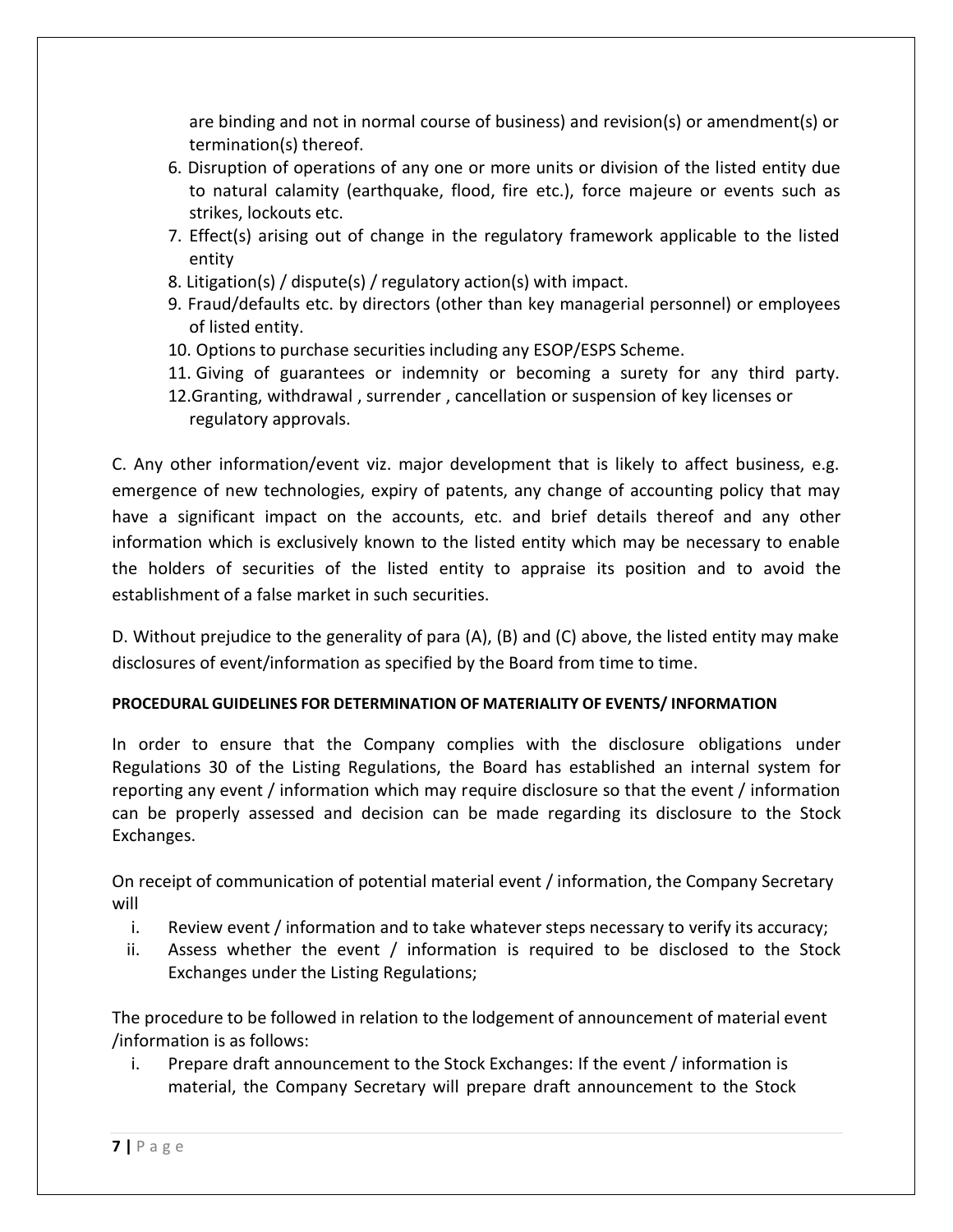are binding and not in normal course of business) and revision(s) or amendment(s) or termination(s) thereof.

6. Disruption of operations of any one or more units or division of the listed entity due to natural calamity (earthquake, flood, fire etc.), force majeure or events such as strikes, lockouts etc.
7. Effect(s) arising out of change in the regulatory framework applicable to the listed entity
8. Litigation(s) / dispute(s) / regulatory action(s) with impact.
9. Fraud/defaults etc. by directors (other than key managerial personnel) or employees of listed entity.
10. Options to purchase securities including any ESOP/ESPS Scheme.
11. Giving of guarantees or indemnity or becoming a surety for any third party.
12. Granting, withdrawal , surrender , cancellation or suspension of key licenses or regulatory approvals.

C. Any other information/event viz. major development that is likely to affect business, e.g. emergence of new technologies, expiry of patents, any change of accounting policy that may have a significant impact on the accounts, etc. and brief details thereof and any other information which is exclusively known to the listed entity which may be necessary to enable the holders of securities of the listed entity to appraise its position and to avoid the establishment of a false market in such securities.

D. Without prejudice to the generality of para (A), (B) and (C) above, the listed entity may make disclosures of event/information as specified by the Board from time to time.

**PROCEDURAL GUIDELINES FOR DETERMINATION OF MATERIALITY OF EVENTS/ INFORMATION**

In order to ensure that the Company complies with the disclosure obligations under Regulations 30 of the Listing Regulations, the Board has established an internal system for reporting any event / information which may require disclosure so that the event / information can be properly assessed and decision can be made regarding its disclosure to the Stock Exchanges.

On receipt of communication of potential material event / information, the Company Secretary will

i. Review event / information and to take whatever steps necessary to verify its accuracy;
ii. Assess whether the event / information is required to be disclosed to the Stock Exchanges under the Listing Regulations;

The procedure to be followed in relation to the lodgement of announcement of material event /information is as follows:

i. Prepare draft announcement to the Stock Exchanges: If the event / information is material, the Company Secretary will prepare draft announcement to the Stock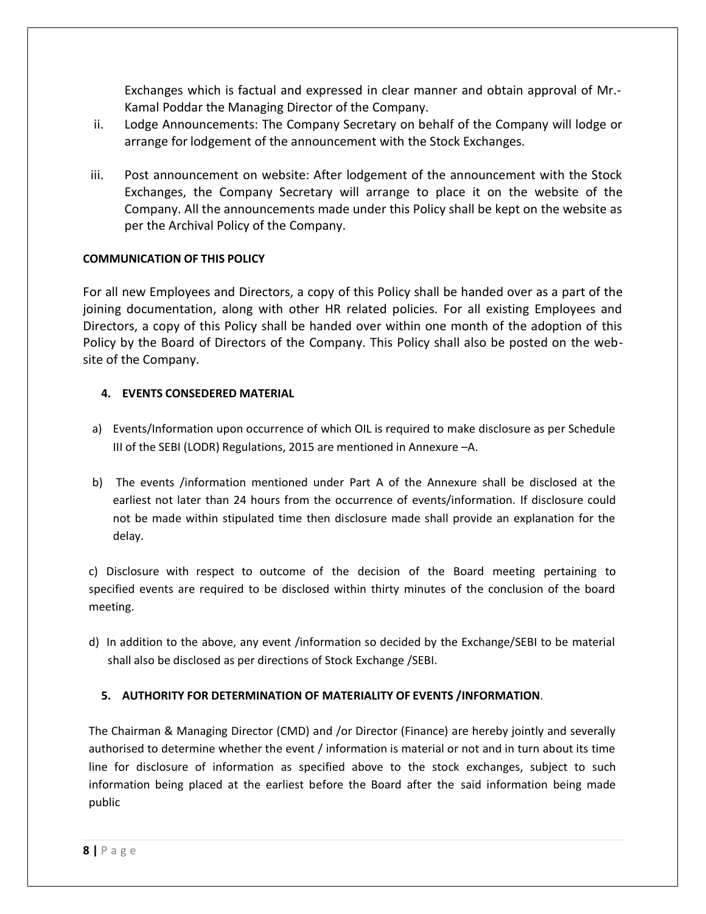Exchanges which is factual and expressed in clear manner and obtain approval of Mr.- Kamal Poddar the Managing Director of the Company.

ii. Lodge Announcements: The Company Secretary on behalf of the Company will lodge or arrange for lodgement of the announcement with the Stock Exchanges.

iii. Post announcement on website: After lodgement of the announcement with the Stock Exchanges, the Company Secretary will arrange to place it on the website of the Company. All the announcements made under this Policy shall be kept on the website as per the Archival Policy of the Company.

**COMMUNICATION OF THIS POLICY**

For all new Employees and Directors, a copy of this Policy shall be handed over as a part of the joining documentation, along with other HR related policies. For all existing Employees and Directors, a copy of this Policy shall be handed over within one month of the adoption of this Policy by the Board of Directors of the Company. This Policy shall also be posted on the web-site of the Company.

## 4. EVENTS CONSEDERED MATERIAL

a) Events/Information upon occurrence of which OIL is required to make disclosure as per Schedule III of the SEBI (LODR) Regulations, 2015 are mentioned in Annexure –A.

b) The events /information mentioned under Part A of the Annexure shall be disclosed at the earliest not later than 24 hours from the occurrence of events/information. If disclosure could not be made within stipulated time then disclosure made shall provide an explanation for the delay.

c) Disclosure with respect to outcome of the decision of the Board meeting pertaining to specified events are required to be disclosed within thirty minutes of the conclusion of the board meeting.

d) In addition to the above, any event /information so decided by the Exchange/SEBI to be material shall also be disclosed as per directions of Stock Exchange /SEBI.

## 5. AUTHORITY FOR DETERMINATION OF MATERIALITY OF EVENTS /INFORMATION.

The Chairman & Managing Director (CMD) and /or Director (Finance) are hereby jointly and severally authorised to determine whether the event / information is material or not and in turn about its time line for disclosure of information as specified above to the stock exchanges, subject to such information being placed at the earliest before the Board after the said information being made public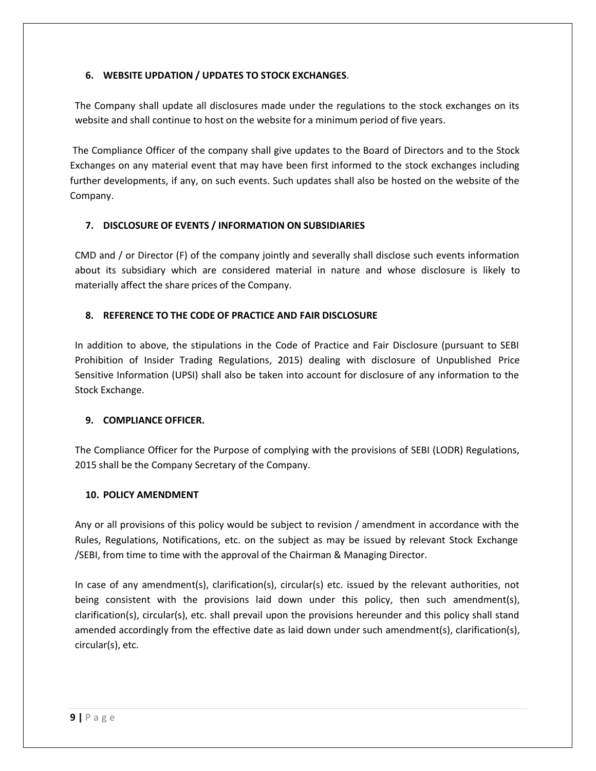## 6. WEBSITE UPDATION / UPDATES TO STOCK EXCHANGES.

The Company shall update all disclosures made under the regulations to the stock exchanges on its website and shall continue to host on the website for a minimum period of five years.

The Compliance Officer of the company shall give updates to the Board of Directors and to the Stock Exchanges on any material event that may have been first informed to the stock exchanges including further developments, if any, on such events. Such updates shall also be hosted on the website of the Company.

## 7. DISCLOSURE OF EVENTS / INFORMATION ON SUBSIDIARIES

CMD and / or Director (F) of the company jointly and severally shall disclose such events information about its subsidiary which are considered material in nature and whose disclosure is likely to materially affect the share prices of the Company.

## 8. REFERENCE TO THE CODE OF PRACTICE AND FAIR DISCLOSURE

In addition to above, the stipulations in the Code of Practice and Fair Disclosure (pursuant to SEBI Prohibition of Insider Trading Regulations, 2015) dealing with disclosure of Unpublished Price Sensitive Information (UPSI) shall also be taken into account for disclosure of any information to the Stock Exchange.

## 9. COMPLIANCE OFFICER.

The Compliance Officer for the Purpose of complying with the provisions of SEBI (LODR) Regulations, 2015 shall be the Company Secretary of the Company.

## 10. POLICY AMENDMENT

Any or all provisions of this policy would be subject to revision / amendment in accordance with the Rules, Regulations, Notifications, etc. on the subject as may be issued by relevant Stock Exchange /SEBI, from time to time with the approval of the Chairman & Managing Director.

In case of any amendment(s), clarification(s), circular(s) etc. issued by the relevant authorities, not being consistent with the provisions laid down under this policy, then such amendment(s), clarification(s), circular(s), etc. shall prevail upon the provisions hereunder and this policy shall stand amended accordingly from the effective date as laid down under such amendment(s), clarification(s), circular(s), etc.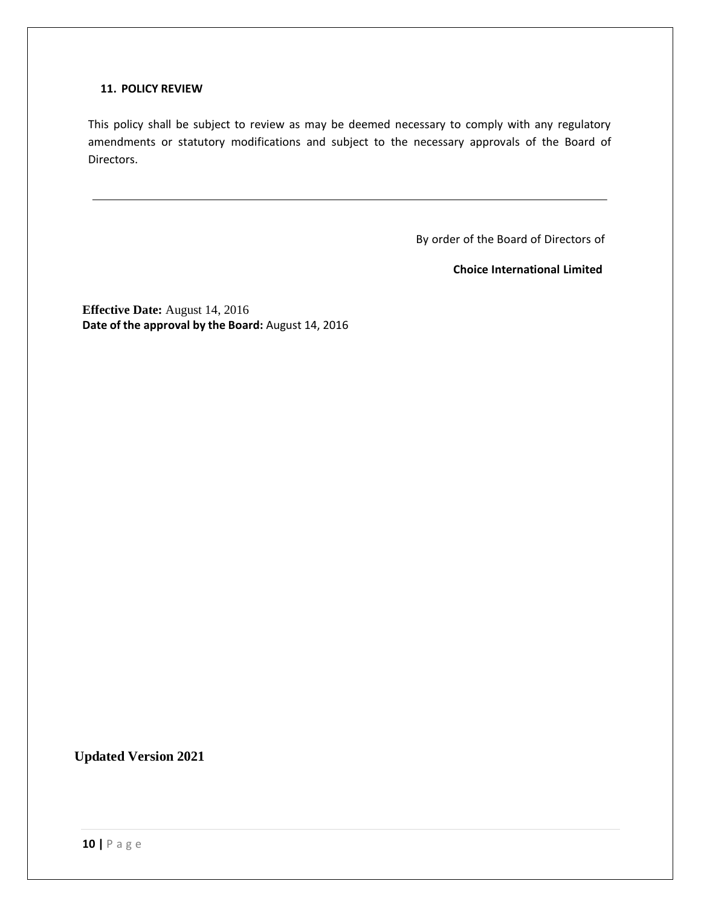### 11. POLICY REVIEW

This policy shall be subject to review as may be deemed necessary to comply with any regulatory amendments or statutory modifications and subject to the necessary approvals of the Board of Directors.

---

By order of the Board of Directors of

**Choice International Limited**

**Effective Date:** August 14, 2016
**Date of the approval by the Board:** August 14, 2016

**Updated Version 2021**